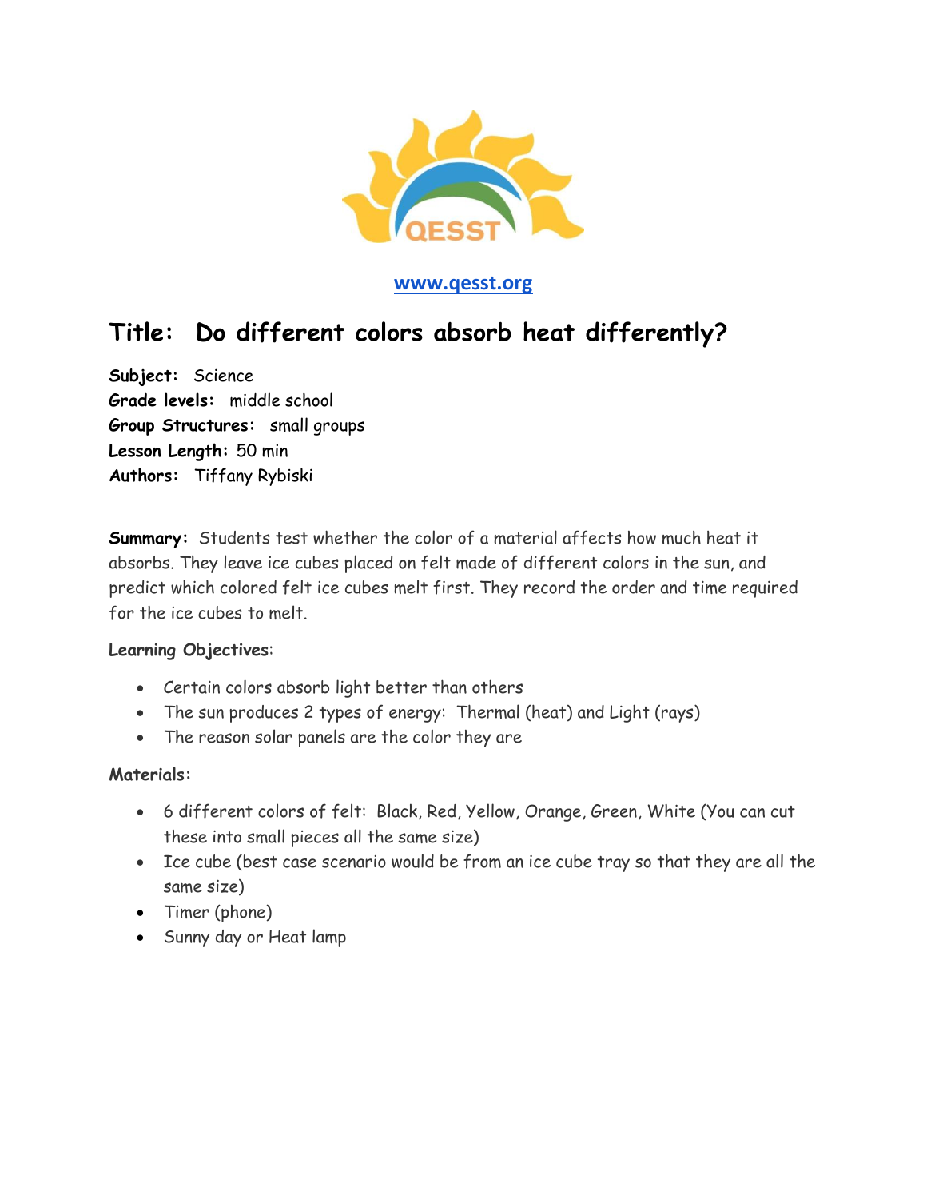www.qesst.org

# Title: Do different colors absorb heat differently?

**Subject:** Science
**Grade levels:** middle school
**Group Structures:** small groups
**Lesson Length:** 50 min
**Authors:** Tiffany Rybiski

**Summary:** Students test whether the color of a material affects how much heat it absorbs. They leave ice cubes placed on felt made of different colors in the sun, and predict which colored felt ice cubes melt first. They record the order and time required for the ice cubes to melt.

**Learning Objectives**:

- Certain colors absorb light better than others
- The sun produces 2 types of energy: Thermal (heat) and Light (rays)
- The reason solar panels are the color they are

**Materials:**

- 6 different colors of felt: Black, Red, Yellow, Orange, Green, White (You can cut these into small pieces all the same size)
- Ice cube (best case scenario would be from an ice cube tray so that they are all the same size)
- Timer (phone)
- Sunny day or Heat lamp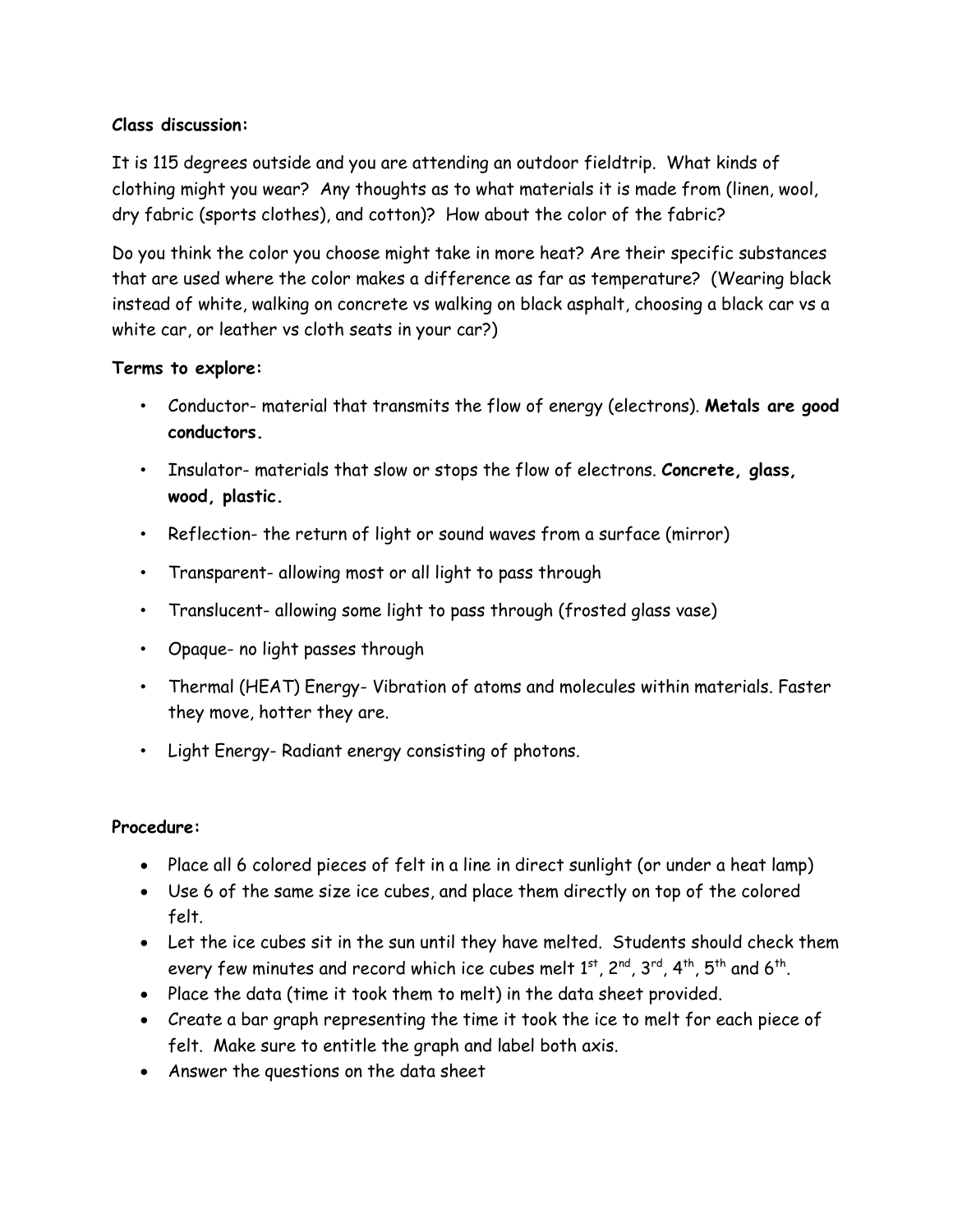**Class discussion:**

It is 115 degrees outside and you are attending an outdoor fieldtrip. What kinds of clothing might you wear? Any thoughts as to what materials it is made from (linen, wool, dry fabric (sports clothes), and cotton)? How about the color of the fabric?

Do you think the color you choose might take in more heat? Are their specific substances that are used where the color makes a difference as far as temperature? (Wearing black instead of white, walking on concrete vs walking on black asphalt, choosing a black car vs a white car, or leather vs cloth seats in your car?)

**Terms to explore:**

- Conductor- material that transmits the flow of energy (electrons). **Metals are good conductors.**
- Insulator- materials that slow or stops the flow of electrons. **Concrete, glass, wood, plastic.**
- Reflection- the return of light or sound waves from a surface (mirror)
- Transparent- allowing most or all light to pass through
- Translucent- allowing some light to pass through (frosted glass vase)
- Opaque- no light passes through
- Thermal (HEAT) Energy- Vibration of atoms and molecules within materials. Faster they move, hotter they are.
- Light Energy- Radiant energy consisting of photons.

**Procedure:**

- Place all 6 colored pieces of felt in a line in direct sunlight (or under a heat lamp)
- Use 6 of the same size ice cubes, and place them directly on top of the colored felt.
- Let the ice cubes sit in the sun until they have melted. Students should check them every few minutes and record which ice cubes melt 1st, 2nd, 3rd, 4th, 5th and 6th.
- Place the data (time it took them to melt) in the data sheet provided.
- Create a bar graph representing the time it took the ice to melt for each piece of felt. Make sure to entitle the graph and label both axis.
- Answer the questions on the data sheet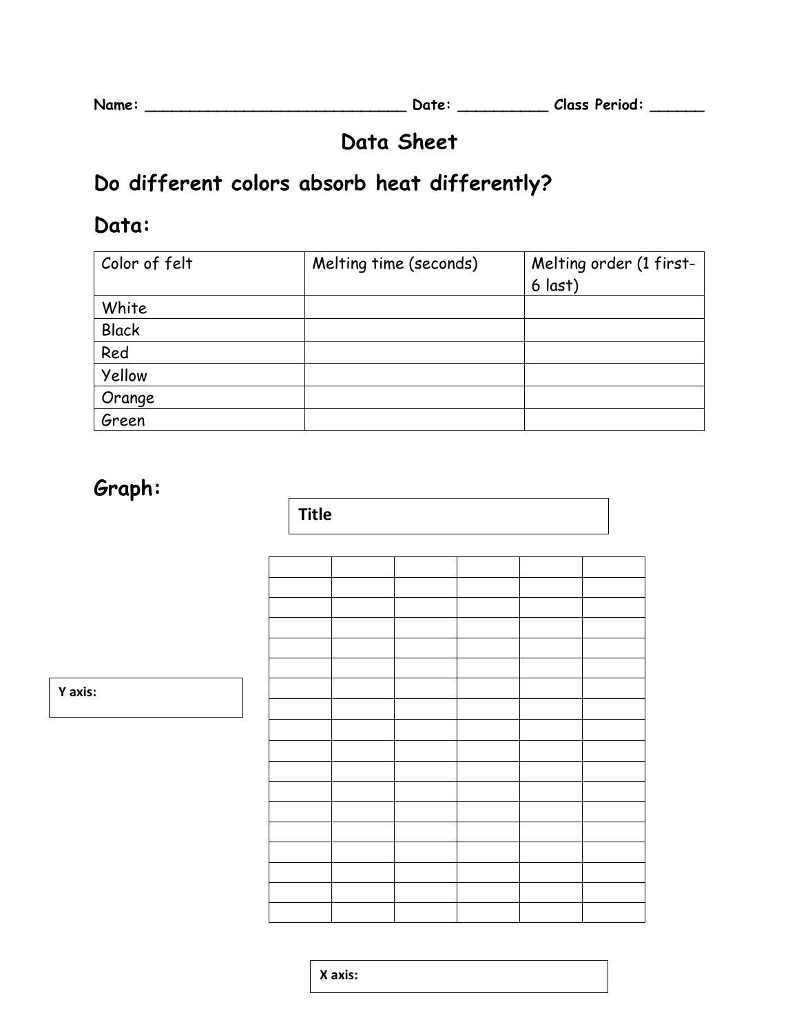Name: ______________________________ Date: __________ Class Period: ______

# Data Sheet

## Do different colors absorb heat differently?

## Data:

| Color of felt | Melting time (seconds) | Melting order (1 first-6 last) |
|---|---|---|
| White | | |
| Black | | |
| Red | | |
| Yellow | | |
| Orange | | |
| Green | | |

## Graph:

**Title**

**Y axis:**

| | | | | | |
|---|---|---|---|---|---|
| | | | | | |
| | | | | | |
| | | | | | |
| | | | | | |
| | | | | | |
| | | | | | |
| | | | | | |
| | | | | | |
| | | | | | |
| | | | | | |
| | | | | | |
| | | | | | |
| | | | | | |
| | | | | | |
| | | | | | |
| | | | | | |
| | | | | | |

**X axis:**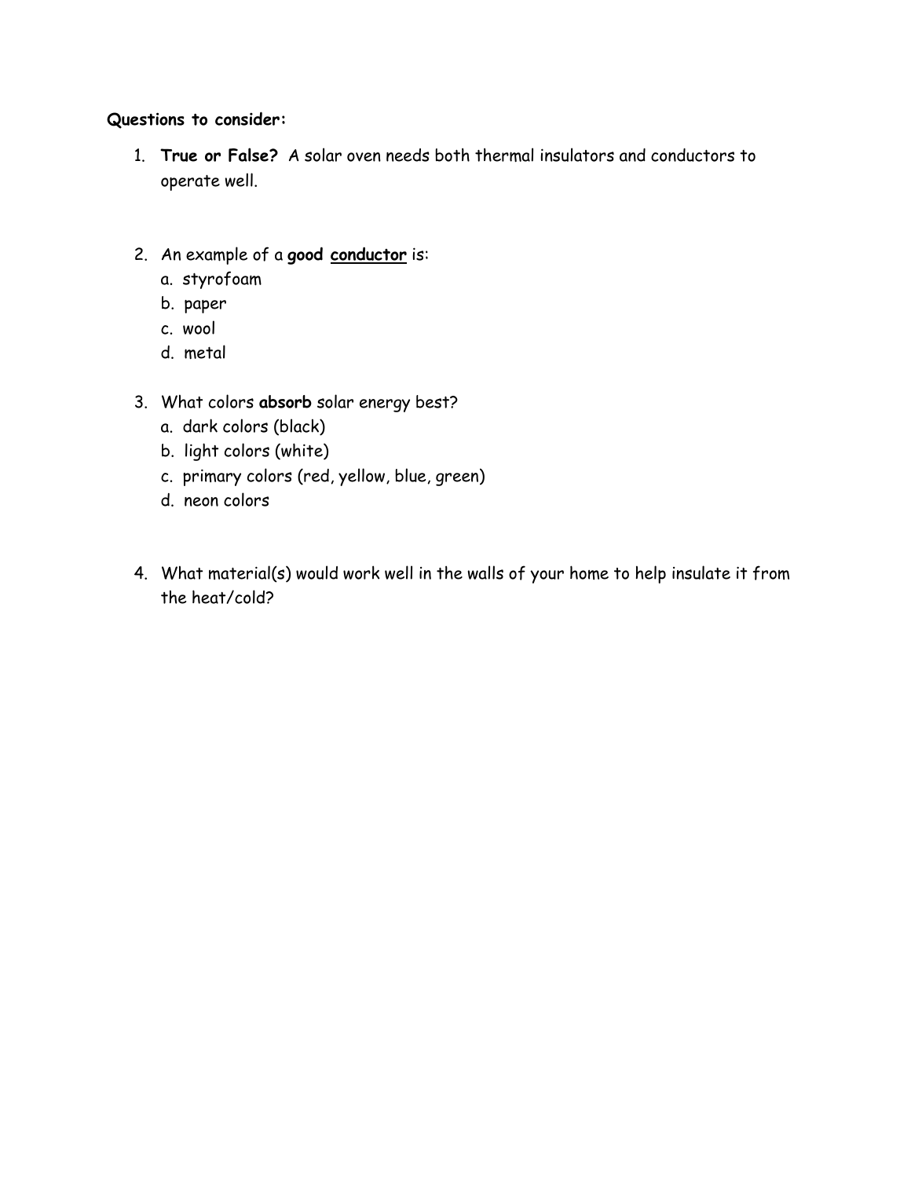**Questions to consider:**

1. **True or False?** A solar oven needs both thermal insulators and conductors to operate well.

2. An example of a **good <u>conductor</u>** is:
   a. styrofoam
   b. paper
   c. wool
   d. metal

3. What colors **absorb** solar energy best?
   a. dark colors (black)
   b. light colors (white)
   c. primary colors (red, yellow, blue, green)
   d. neon colors

4. What material(s) would work well in the walls of your home to help insulate it from the heat/cold?